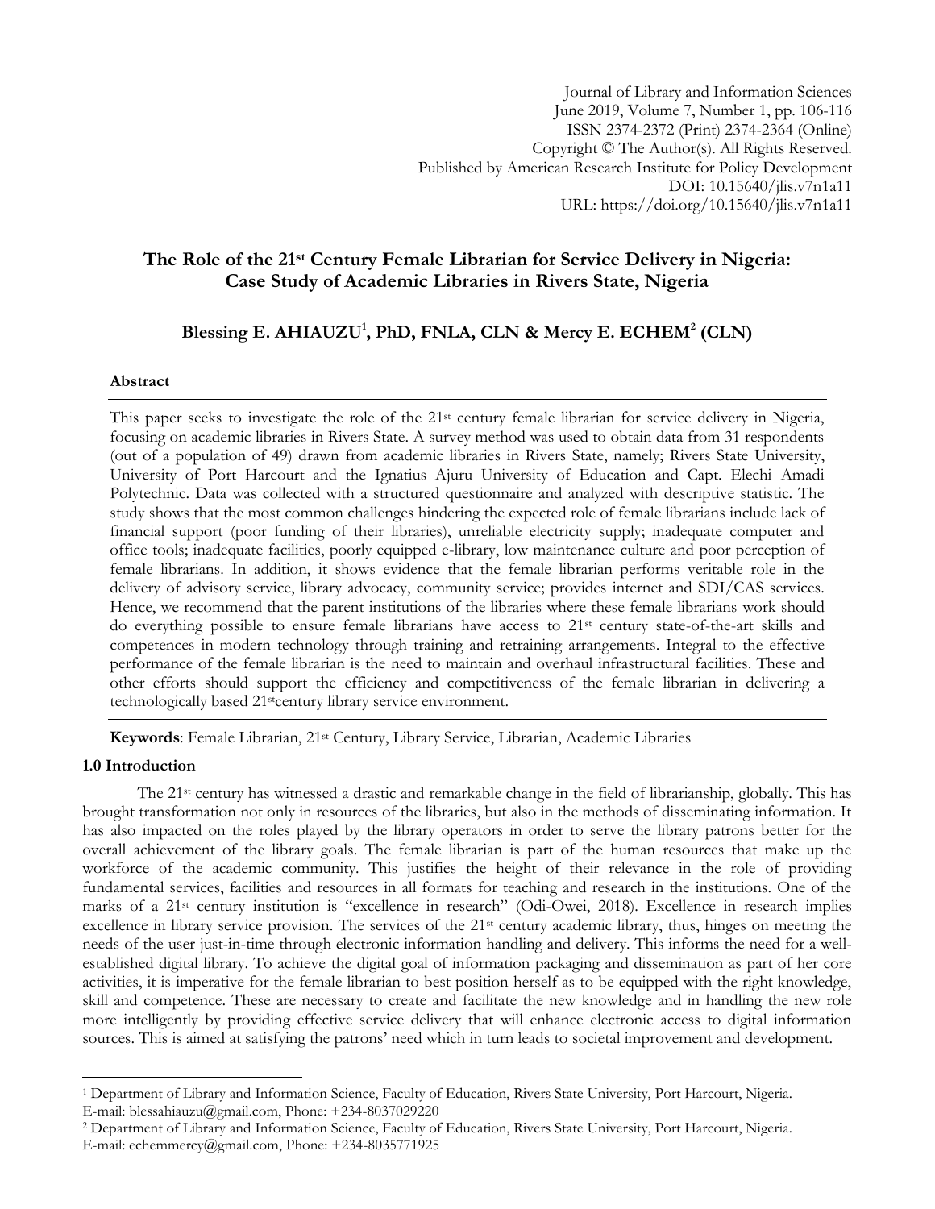Journal of Library and Information Sciences
June 2019, Volume 7, Number 1, pp. 106-116
ISSN 2374-2372 (Print) 2374-2364 (Online)
Copyright © The Author(s). All Rights Reserved.
Published by American Research Institute for Policy Development
DOI: 10.15640/jlis.v7n1a11
URL: https://doi.org/10.15640/jlis.v7n1a11

# The Role of the 21st Century Female Librarian for Service Delivery in Nigeria: Case Study of Academic Libraries in Rivers State, Nigeria

**Blessing E. AHIAUZU[1], PhD, FNLA, CLN & Mercy E. ECHEM[2] (CLN)**

### Abstract

This paper seeks to investigate the role of the 21st century female librarian for service delivery in Nigeria, focusing on academic libraries in Rivers State. A survey method was used to obtain data from 31 respondents (out of a population of 49) drawn from academic libraries in Rivers State, namely; Rivers State University, University of Port Harcourt and the Ignatius Ajuru University of Education and Capt. Elechi Amadi Polytechnic. Data was collected with a structured questionnaire and analyzed with descriptive statistic. The study shows that the most common challenges hindering the expected role of female librarians include lack of financial support (poor funding of their libraries), unreliable electricity supply; inadequate computer and office tools; inadequate facilities, poorly equipped e-library, low maintenance culture and poor perception of female librarians. In addition, it shows evidence that the female librarian performs veritable role in the delivery of advisory service, library advocacy, community service; provides internet and SDI/CAS services. Hence, we recommend that the parent institutions of the libraries where these female librarians work should do everything possible to ensure female librarians have access to 21st century state-of-the-art skills and competences in modern technology through training and retraining arrangements. Integral to the effective performance of the female librarian is the need to maintain and overhaul infrastructural facilities. These and other efforts should support the efficiency and competitiveness of the female librarian in delivering a technologically based 21st century library service environment.

**Keywords**: Female Librarian, 21st Century, Library Service, Librarian, Academic Libraries

## 1.0 Introduction

The 21st century has witnessed a drastic and remarkable change in the field of librarianship, globally. This has brought transformation not only in resources of the libraries, but also in the methods of disseminating information. It has also impacted on the roles played by the library operators in order to serve the library patrons better for the overall achievement of the library goals. The female librarian is part of the human resources that make up the workforce of the academic community. This justifies the height of their relevance in the role of providing fundamental services, facilities and resources in all formats for teaching and research in the institutions. One of the marks of a 21st century institution is "excellence in research" (Odi-Owei, 2018). Excellence in research implies excellence in library service provision. The services of the 21st century academic library, thus, hinges on meeting the needs of the user just-in-time through electronic information handling and delivery. This informs the need for a well-established digital library. To achieve the digital goal of information packaging and dissemination as part of her core activities, it is imperative for the female librarian to best position herself as to be equipped with the right knowledge, skill and competence. These are necessary to create and facilitate the new knowledge and in handling the new role more intelligently by providing effective service delivery that will enhance electronic access to digital information sources. This is aimed at satisfying the patrons' need which in turn leads to societal improvement and development.

---

[1] Department of Library and Information Science, Faculty of Education, Rivers State University, Port Harcourt, Nigeria. E-mail: blessahiauzu@gmail.com, Phone: +234-8037029220

[2] Department of Library and Information Science, Faculty of Education, Rivers State University, Port Harcourt, Nigeria. E-mail: echemmercy@gmail.com, Phone: +234-8035771925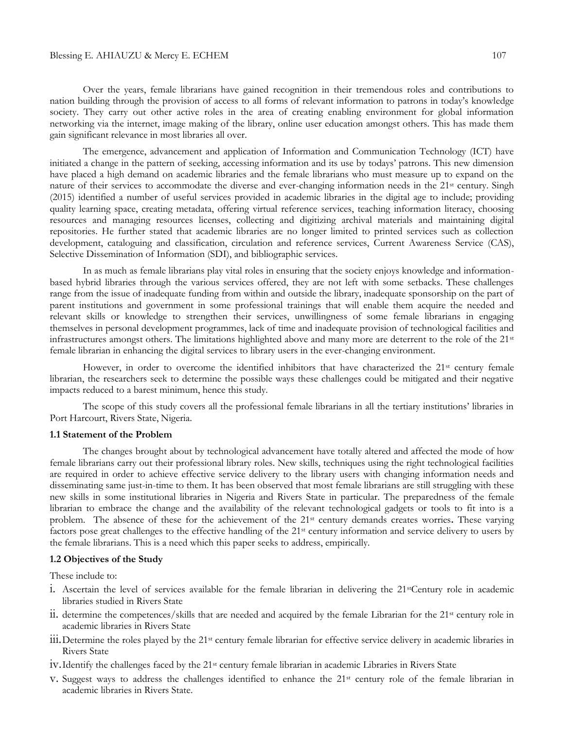Over the years, female librarians have gained recognition in their tremendous roles and contributions to nation building through the provision of access to all forms of relevant information to patrons in today's knowledge society. They carry out other active roles in the area of creating enabling environment for global information networking via the internet, image making of the library, online user education amongst others. This has made them gain significant relevance in most libraries all over.

The emergence, advancement and application of Information and Communication Technology (ICT) have initiated a change in the pattern of seeking, accessing information and its use by todays' patrons. This new dimension have placed a high demand on academic libraries and the female librarians who must measure up to expand on the nature of their services to accommodate the diverse and ever-changing information needs in the 21st century. Singh (2015) identified a number of useful services provided in academic libraries in the digital age to include; providing quality learning space, creating metadata, offering virtual reference services, teaching information literacy, choosing resources and managing resources licenses, collecting and digitizing archival materials and maintaining digital repositories. He further stated that academic libraries are no longer limited to printed services such as collection development, cataloguing and classification, circulation and reference services, Current Awareness Service (CAS), Selective Dissemination of Information (SDI), and bibliographic services.

In as much as female librarians play vital roles in ensuring that the society enjoys knowledge and information-based hybrid libraries through the various services offered, they are not left with some setbacks. These challenges range from the issue of inadequate funding from within and outside the library, inadequate sponsorship on the part of parent institutions and government in some professional trainings that will enable them acquire the needed and relevant skills or knowledge to strengthen their services, unwillingness of some female librarians in engaging themselves in personal development programmes, lack of time and inadequate provision of technological facilities and infrastructures amongst others. The limitations highlighted above and many more are deterrent to the role of the 21st female librarian in enhancing the digital services to library users in the ever-changing environment.

However, in order to overcome the identified inhibitors that have characterized the 21st century female librarian, the researchers seek to determine the possible ways these challenges could be mitigated and their negative impacts reduced to a barest minimum, hence this study.

The scope of this study covers all the professional female librarians in all the tertiary institutions' libraries in Port Harcourt, Rivers State, Nigeria.

### 1.1 Statement of the Problem

The changes brought about by technological advancement have totally altered and affected the mode of how female librarians carry out their professional library roles. New skills, techniques using the right technological facilities are required in order to achieve effective service delivery to the library users with changing information needs and disseminating same just-in-time to them. It has been observed that most female librarians are still struggling with these new skills in some institutional libraries in Nigeria and Rivers State in particular. The preparedness of the female librarian to embrace the change and the availability of the relevant technological gadgets or tools to fit into is a problem. The absence of these for the achievement of the 21st century demands creates worries**.** These varying factors pose great challenges to the effective handling of the 21st century information and service delivery to users by the female librarians. This is a need which this paper seeks to address, empirically.

### 1.2 Objectives of the Study

These include to:

i. Ascertain the level of services available for the female librarian in delivering the 21stCentury role in academic libraries studied in Rivers State

ii. determine the competences/skills that are needed and acquired by the female Librarian for the 21st century role in academic libraries in Rivers State

iii. Determine the roles played by the 21st century female librarian for effective service delivery in academic libraries in Rivers State

iv. Identify the challenges faced by the 21st century female librarian in academic Libraries in Rivers State

v. Suggest ways to address the challenges identified to enhance the 21st century role of the female librarian in academic libraries in Rivers State.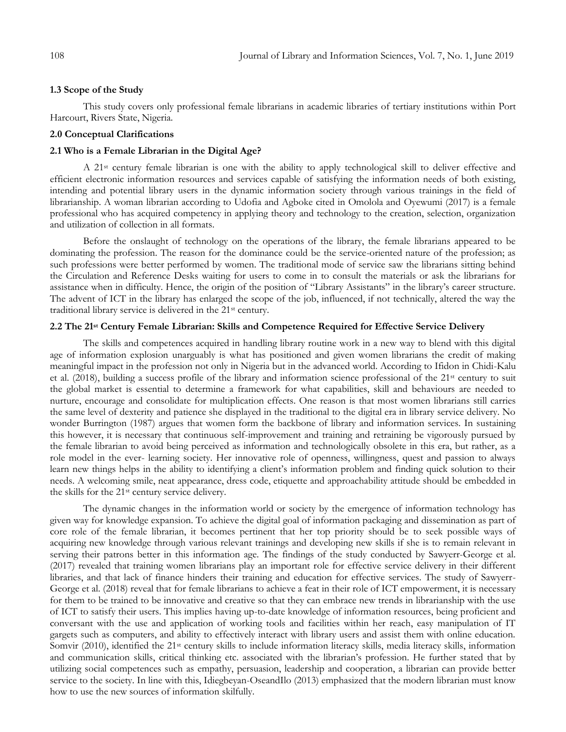### 1.3 Scope of the Study

This study covers only professional female librarians in academic libraries of tertiary institutions within Port Harcourt, Rivers State, Nigeria.

## 2.0 Conceptual Clarifications

### 2.1 Who is a Female Librarian in the Digital Age?

A 21st century female librarian is one with the ability to apply technological skill to deliver effective and efficient electronic information resources and services capable of satisfying the information needs of both existing, intending and potential library users in the dynamic information society through various trainings in the field of librarianship. A woman librarian according to Udofia and Agboke cited in Omolola and Oyewumi (2017) is a female professional who has acquired competency in applying theory and technology to the creation, selection, organization and utilization of collection in all formats.

Before the onslaught of technology on the operations of the library, the female librarians appeared to be dominating the profession. The reason for the dominance could be the service-oriented nature of the profession; as such professions were better performed by women. The traditional mode of service saw the librarians sitting behind the Circulation and Reference Desks waiting for users to come in to consult the materials or ask the librarians for assistance when in difficulty. Hence, the origin of the position of "Library Assistants" in the library's career structure. The advent of ICT in the library has enlarged the scope of the job, influenced, if not technically, altered the way the traditional library service is delivered in the 21st century.

### 2.2 The 21st Century Female Librarian: Skills and Competence Required for Effective Service Delivery

The skills and competences acquired in handling library routine work in a new way to blend with this digital age of information explosion unarguably is what has positioned and given women librarians the credit of making meaningful impact in the profession not only in Nigeria but in the advanced world. According to Ifidon in Chidi-Kalu et al. (2018), building a success profile of the library and information science professional of the 21st century to suit the global market is essential to determine a framework for what capabilities, skill and behaviours are needed to nurture, encourage and consolidate for multiplication effects. One reason is that most women librarians still carries the same level of dexterity and patience she displayed in the traditional to the digital era in library service delivery. No wonder Burrington (1987) argues that women form the backbone of library and information services. In sustaining this however, it is necessary that continuous self-improvement and training and retraining be vigorously pursued by the female librarian to avoid being perceived as information and technologically obsolete in this era, but rather, as a role model in the ever- learning society. Her innovative role of openness, willingness, quest and passion to always learn new things helps in the ability to identifying a client's information problem and finding quick solution to their needs. A welcoming smile, neat appearance, dress code, etiquette and approachability attitude should be embedded in the skills for the 21st century service delivery.

The dynamic changes in the information world or society by the emergence of information technology has given way for knowledge expansion. To achieve the digital goal of information packaging and dissemination as part of core role of the female librarian, it becomes pertinent that her top priority should be to seek possible ways of acquiring new knowledge through various relevant trainings and developing new skills if she is to remain relevant in serving their patrons better in this information age. The findings of the study conducted by Sawyerr-George et al. (2017) revealed that training women librarians play an important role for effective service delivery in their different libraries, and that lack of finance hinders their training and education for effective services. The study of Sawyerr-George et al. (2018) reveal that for female librarians to achieve a feat in their role of ICT empowerment, it is necessary for them to be trained to be innovative and creative so that they can embrace new trends in librarianship with the use of ICT to satisfy their users. This implies having up-to-date knowledge of information resources, being proficient and conversant with the use and application of working tools and facilities within her reach, easy manipulation of IT gargets such as computers, and ability to effectively interact with library users and assist them with online education. Somvir (2010), identified the 21st century skills to include information literacy skills, media literacy skills, information and communication skills, critical thinking etc. associated with the librarian's profession. He further stated that by utilizing social competences such as empathy, persuasion, leadership and cooperation, a librarian can provide better service to the society. In line with this, Idiegbeyan-OseandIlo (2013) emphasized that the modern librarian must know how to use the new sources of information skilfully.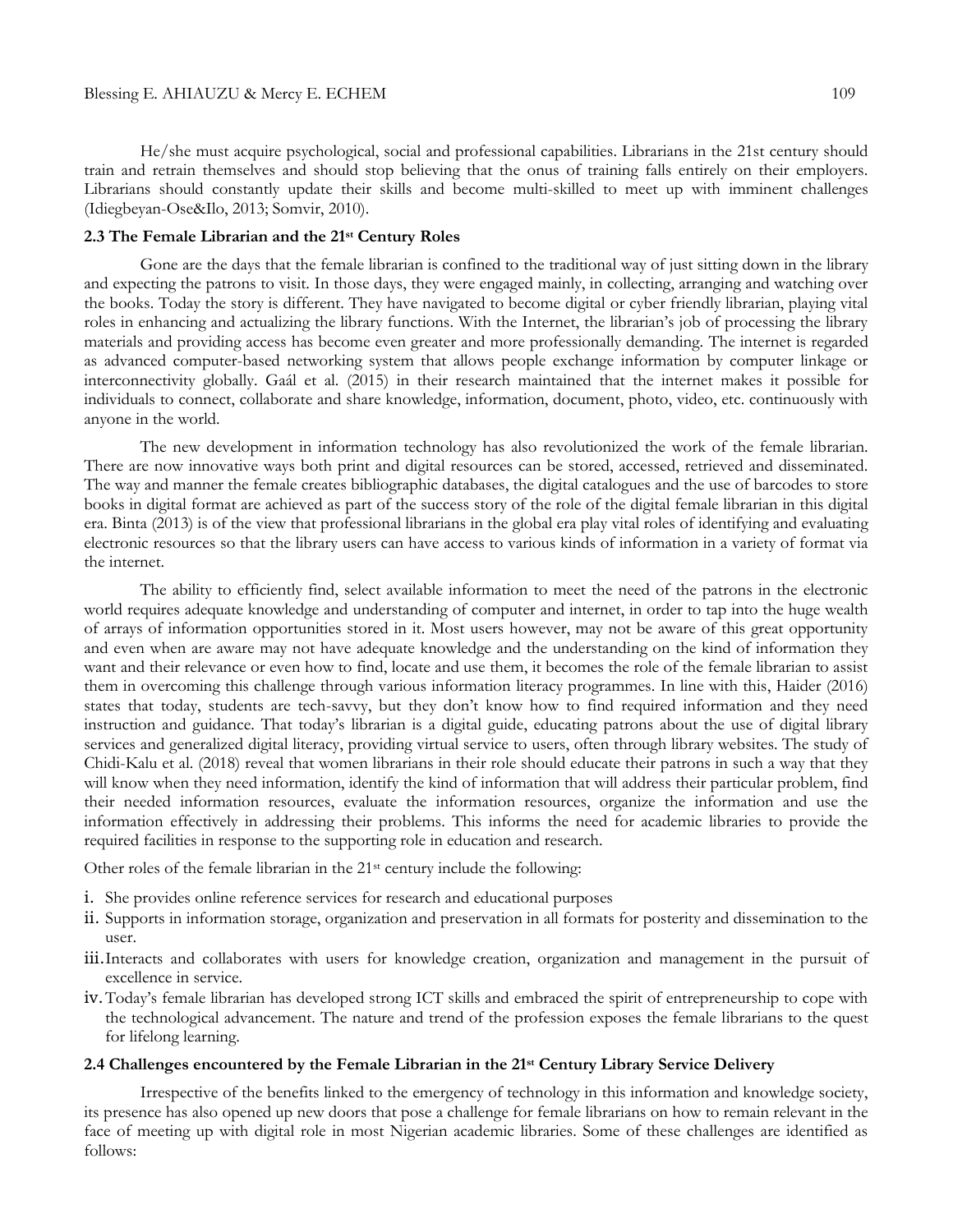He/she must acquire psychological, social and professional capabilities. Librarians in the 21st century should train and retrain themselves and should stop believing that the onus of training falls entirely on their employers. Librarians should constantly update their skills and become multi-skilled to meet up with imminent challenges (Idiegbeyan-Ose&Ilo, 2013; Somvir, 2010).

### 2.3 The Female Librarian and the 21st Century Roles

Gone are the days that the female librarian is confined to the traditional way of just sitting down in the library and expecting the patrons to visit. In those days, they were engaged mainly, in collecting, arranging and watching over the books. Today the story is different. They have navigated to become digital or cyber friendly librarian, playing vital roles in enhancing and actualizing the library functions. With the Internet, the librarian's job of processing the library materials and providing access has become even greater and more professionally demanding. The internet is regarded as advanced computer-based networking system that allows people exchange information by computer linkage or interconnectivity globally. Gaál et al. (2015) in their research maintained that the internet makes it possible for individuals to connect, collaborate and share knowledge, information, document, photo, video, etc. continuously with anyone in the world.

The new development in information technology has also revolutionized the work of the female librarian. There are now innovative ways both print and digital resources can be stored, accessed, retrieved and disseminated. The way and manner the female creates bibliographic databases, the digital catalogues and the use of barcodes to store books in digital format are achieved as part of the success story of the role of the digital female librarian in this digital era. Binta (2013) is of the view that professional librarians in the global era play vital roles of identifying and evaluating electronic resources so that the library users can have access to various kinds of information in a variety of format via the internet.

The ability to efficiently find, select available information to meet the need of the patrons in the electronic world requires adequate knowledge and understanding of computer and internet, in order to tap into the huge wealth of arrays of information opportunities stored in it. Most users however, may not be aware of this great opportunity and even when are aware may not have adequate knowledge and the understanding on the kind of information they want and their relevance or even how to find, locate and use them, it becomes the role of the female librarian to assist them in overcoming this challenge through various information literacy programmes. In line with this, Haider (2016) states that today, students are tech-savvy, but they don't know how to find required information and they need instruction and guidance. That today's librarian is a digital guide, educating patrons about the use of digital library services and generalized digital literacy, providing virtual service to users, often through library websites. The study of Chidi-Kalu et al. (2018) reveal that women librarians in their role should educate their patrons in such a way that they will know when they need information, identify the kind of information that will address their particular problem, find their needed information resources, evaluate the information resources, organize the information and use the information effectively in addressing their problems. This informs the need for academic libraries to provide the required facilities in response to the supporting role in education and research.

Other roles of the female librarian in the 21st century include the following:

i. She provides online reference services for research and educational purposes
ii. Supports in information storage, organization and preservation in all formats for posterity and dissemination to the user.
iii. Interacts and collaborates with users for knowledge creation, organization and management in the pursuit of excellence in service.
iv. Today's female librarian has developed strong ICT skills and embraced the spirit of entrepreneurship to cope with the technological advancement. The nature and trend of the profession exposes the female librarians to the quest for lifelong learning.

### 2.4 Challenges encountered by the Female Librarian in the 21st Century Library Service Delivery

Irrespective of the benefits linked to the emergency of technology in this information and knowledge society, its presence has also opened up new doors that pose a challenge for female librarians on how to remain relevant in the face of meeting up with digital role in most Nigerian academic libraries. Some of these challenges are identified as follows: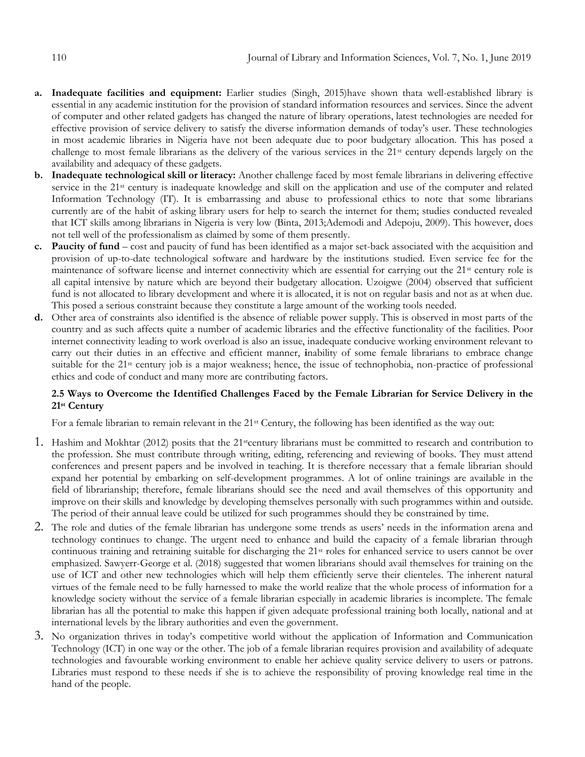- **a. Inadequate facilities and equipment:** Earlier studies (Singh, 2015)have shown thata well-established library is essential in any academic institution for the provision of standard information resources and services. Since the advent of computer and other related gadgets has changed the nature of library operations, latest technologies are needed for effective provision of service delivery to satisfy the diverse information demands of today's user. These technologies in most academic libraries in Nigeria have not been adequate due to poor budgetary allocation. This has posed a challenge to most female librarians as the delivery of the various services in the 21st century depends largely on the availability and adequacy of these gadgets.
- **b. Inadequate technological skill or literacy:** Another challenge faced by most female librarians in delivering effective service in the 21st century is inadequate knowledge and skill on the application and use of the computer and related Information Technology (IT). It is embarrassing and abuse to professional ethics to note that some librarians currently are of the habit of asking library users for help to search the internet for them; studies conducted revealed that ICT skills among librarians in Nigeria is very low (Binta, 2013;Ademodi and Adepoju, 2009). This however, does not tell well of the professionalism as claimed by some of them presently.
- **c. Paucity of fund** – cost and paucity of fund has been identified as a major set-back associated with the acquisition and provision of up-to-date technological software and hardware by the institutions studied. Even service fee for the maintenance of software license and internet connectivity which are essential for carrying out the 21st century role is all capital intensive by nature which are beyond their budgetary allocation. Uzoigwe (2004) observed that sufficient fund is not allocated to library development and where it is allocated, it is not on regular basis and not as at when due. This posed a serious constraint because they constitute a large amount of the working tools needed.
- **d.** Other area of constraints also identified is the absence of reliable power supply. This is observed in most parts of the country and as such affects quite a number of academic libraries and the effective functionality of the facilities. Poor internet connectivity leading to work overload is also an issue, inadequate conducive working environment relevant to carry out their duties in an effective and efficient manner, **i**nability of some female librarians to embrace change suitable for the 21st century job is a major weakness; hence, the issue of technophobia, non-practice of professional ethics and code of conduct and many more are contributing factors.

### 2.5 Ways to Overcome the Identified Challenges Faced by the Female Librarian for Service Delivery in the 21st Century

For a female librarian to remain relevant in the 21st Century, the following has been identified as the way out:

1. Hashim and Mokhtar (2012) posits that the 21stcentury librarians must be committed to research and contribution to the profession. She must contribute through writing, editing, referencing and reviewing of books. They must attend conferences and present papers and be involved in teaching. It is therefore necessary that a female librarian should expand her potential by embarking on self-development programmes. A lot of online trainings are available in the field of librarianship; therefore, female librarians should see the need and avail themselves of this opportunity and improve on their skills and knowledge by developing themselves personally with such programmes within and outside. The period of their annual leave could be utilized for such programmes should they be constrained by time.
2. The role and duties of the female librarian has undergone some trends as users' needs in the information arena and technology continues to change. The urgent need to enhance and build the capacity of a female librarian through continuous training and retraining suitable for discharging the 21st roles for enhanced service to users cannot be over emphasized. Sawyerr-George et al. (2018) suggested that women librarians should avail themselves for training on the use of ICT and other new technologies which will help them efficiently serve their clienteles. The inherent natural virtues of the female need to be fully harnessed to make the world realize that the whole process of information for a knowledge society without the service of a female librarian especially in academic libraries is incomplete. The female librarian has all the potential to make this happen if given adequate professional training both locally, national and at international levels by the library authorities and even the government.
3. No organization thrives in today's competitive world without the application of Information and Communication Technology (ICT) in one way or the other. The job of a female librarian requires provision and availability of adequate technologies and favourable working environment to enable her achieve quality service delivery to users or patrons. Libraries must respond to these needs if she is to achieve the responsibility of proving knowledge real time in the hand of the people.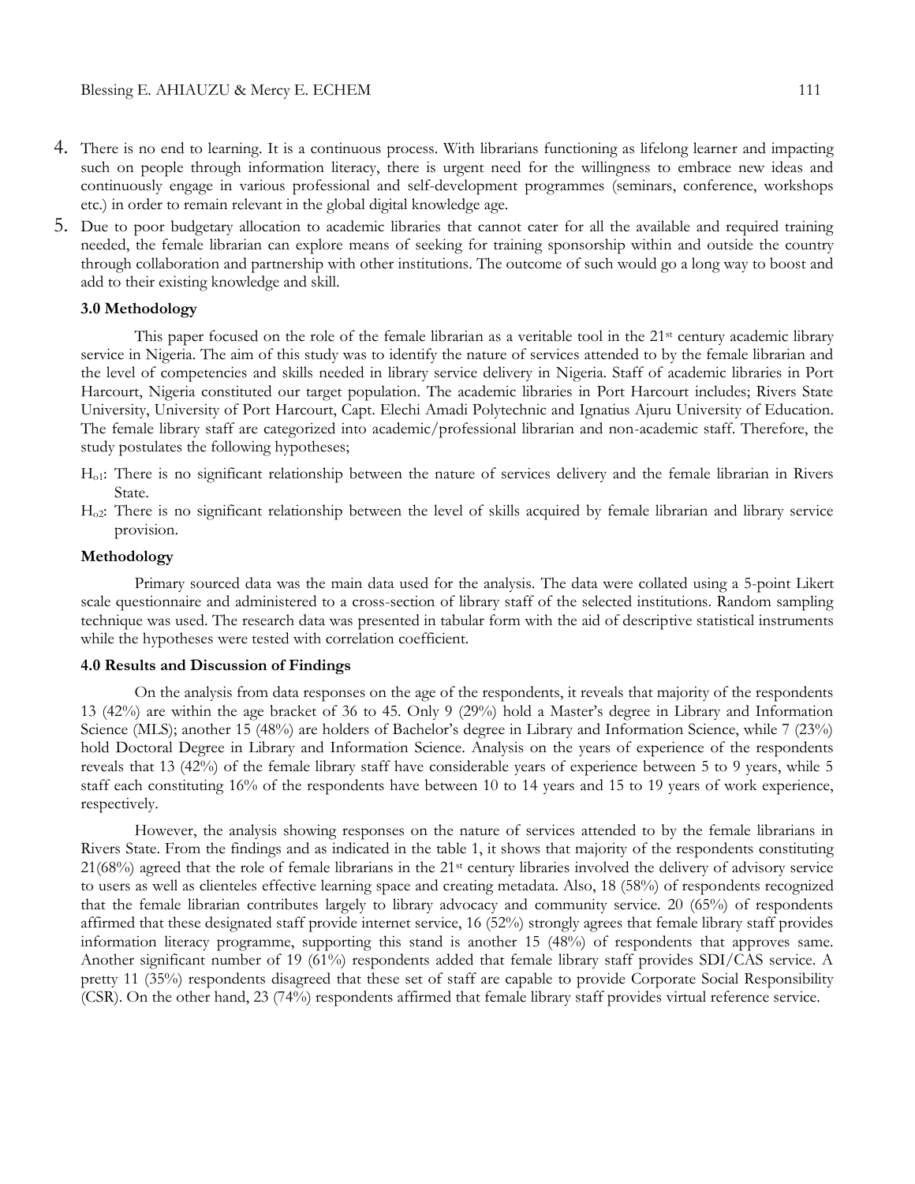4. There is no end to learning. It is a continuous process. With librarians functioning as lifelong learner and impacting such on people through information literacy, there is urgent need for the willingness to embrace new ideas and continuously engage in various professional and self-development programmes (seminars, conference, workshops etc.) in order to remain relevant in the global digital knowledge age.
5. Due to poor budgetary allocation to academic libraries that cannot cater for all the available and required training needed, the female librarian can explore means of seeking for training sponsorship within and outside the country through collaboration and partnership with other institutions. The outcome of such would go a long way to boost and add to their existing knowledge and skill.

### 3.0 Methodology

This paper focused on the role of the female librarian as a veritable tool in the 21st century academic library service in Nigeria. The aim of this study was to identify the nature of services attended to by the female librarian and the level of competencies and skills needed in library service delivery in Nigeria. Staff of academic libraries in Port Harcourt, Nigeria constituted our target population. The academic libraries in Port Harcourt includes; Rivers State University, University of Port Harcourt, Capt. Elechi Amadi Polytechnic and Ignatius Ajuru University of Education. The female library staff are categorized into academic/professional librarian and non-academic staff. Therefore, the study postulates the following hypotheses;

$H_{o1}$: There is no significant relationship between the nature of services delivery and the female librarian in Rivers State.

$H_{o2}$: There is no significant relationship between the level of skills acquired by female librarian and library service provision.

### Methodology

Primary sourced data was the main data used for the analysis. The data were collated using a 5-point Likert scale questionnaire and administered to a cross-section of library staff of the selected institutions. Random sampling technique was used. The research data was presented in tabular form with the aid of descriptive statistical instruments while the hypotheses were tested with correlation coefficient.

### 4.0 Results and Discussion of Findings

On the analysis from data responses on the age of the respondents, it reveals that majority of the respondents 13 (42%) are within the age bracket of 36 to 45. Only 9 (29%) hold a Master's degree in Library and Information Science (MLS); another 15 (48%) are holders of Bachelor's degree in Library and Information Science, while 7 (23%) hold Doctoral Degree in Library and Information Science. Analysis on the years of experience of the respondents reveals that 13 (42%) of the female library staff have considerable years of experience between 5 to 9 years, while 5 staff each constituting 16% of the respondents have between 10 to 14 years and 15 to 19 years of work experience, respectively.

However, the analysis showing responses on the nature of services attended to by the female librarians in Rivers State. From the findings and as indicated in the table 1, it shows that majority of the respondents constituting 21(68%) agreed that the role of female librarians in the 21st century libraries involved the delivery of advisory service to users as well as clienteles effective learning space and creating metadata. Also, 18 (58%) of respondents recognized that the female librarian contributes largely to library advocacy and community service. 20 (65%) of respondents affirmed that these designated staff provide internet service, 16 (52%) strongly agrees that female library staff provides information literacy programme, supporting this stand is another 15 (48%) of respondents that approves same. Another significant number of 19 (61%) respondents added that female library staff provides SDI/CAS service. A pretty 11 (35%) respondents disagreed that these set of staff are capable to provide Corporate Social Responsibility (CSR). On the other hand, 23 (74%) respondents affirmed that female library staff provides virtual reference service.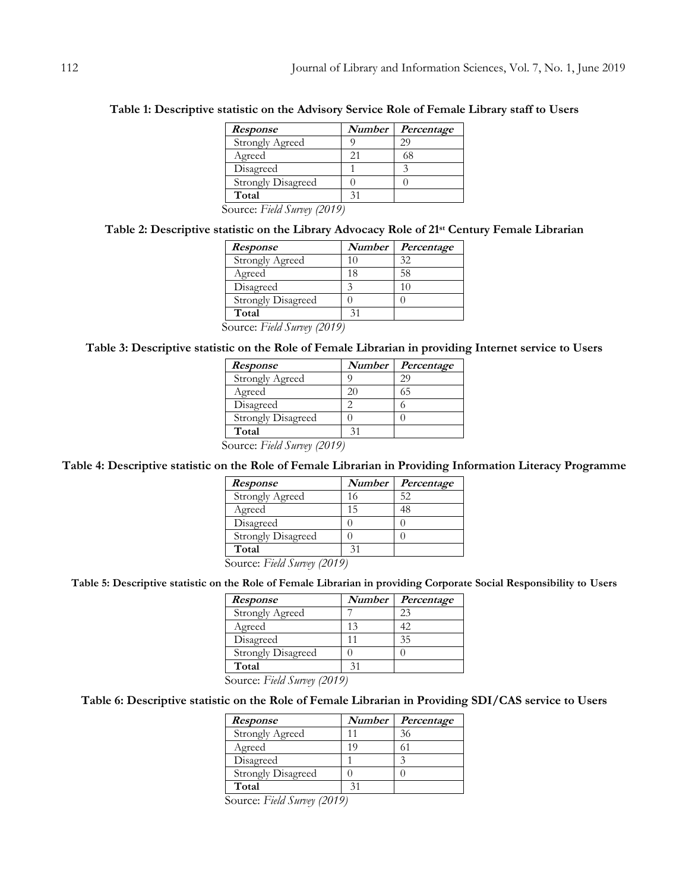**Table 1: Descriptive statistic on the Advisory Service Role of Female Library staff to Users**

| *Response* | *Number* | *Percentage* |
|---|---|---|
| Strongly Agreed | 9 | 29 |
| Agreed | 21 | 68 |
| Disagreed | 1 | 3 |
| Strongly Disagreed | 0 | 0 |
| **Total** | 31 | |

Source: *Field Survey (2019)*

**Table 2: Descriptive statistic on the Library Advocacy Role of 21st Century Female Librarian**

| *Response* | *Number* | *Percentage* |
|---|---|---|
| Strongly Agreed | 10 | 32 |
| Agreed | 18 | 58 |
| Disagreed | 3 | 10 |
| Strongly Disagreed | 0 | 0 |
| **Total** | 31 | |

Source: *Field Survey (2019)*

**Table 3: Descriptive statistic on the Role of Female Librarian in providing Internet service to Users**

| *Response* | *Number* | *Percentage* |
|---|---|---|
| Strongly Agreed | 9 | 29 |
| Agreed | 20 | 65 |
| Disagreed | 2 | 6 |
| Strongly Disagreed | 0 | 0 |
| **Total** | 31 | |

Source: *Field Survey (2019)*

**Table 4: Descriptive statistic on the Role of Female Librarian in Providing Information Literacy Programme**

| *Response* | *Number* | *Percentage* |
|---|---|---|
| Strongly Agreed | 16 | 52 |
| Agreed | 15 | 48 |
| Disagreed | 0 | 0 |
| Strongly Disagreed | 0 | 0 |
| **Total** | 31 | |

Source: *Field Survey (2019)*

**Table 5: Descriptive statistic on the Role of Female Librarian in providing Corporate Social Responsibility to Users**

| *Response* | *Number* | *Percentage* |
|---|---|---|
| Strongly Agreed | 7 | 23 |
| Agreed | 13 | 42 |
| Disagreed | 11 | 35 |
| Strongly Disagreed | 0 | 0 |
| **Total** | 31 | |

Source: *Field Survey (2019)*

**Table 6: Descriptive statistic on the Role of Female Librarian in Providing SDI/CAS service to Users**

| *Response* | *Number* | *Percentage* |
|---|---|---|
| Strongly Agreed | 11 | 36 |
| Agreed | 19 | 61 |
| Disagreed | 1 | 3 |
| Strongly Disagreed | 0 | 0 |
| **Total** | 31 | |

Source: *Field Survey (2019)*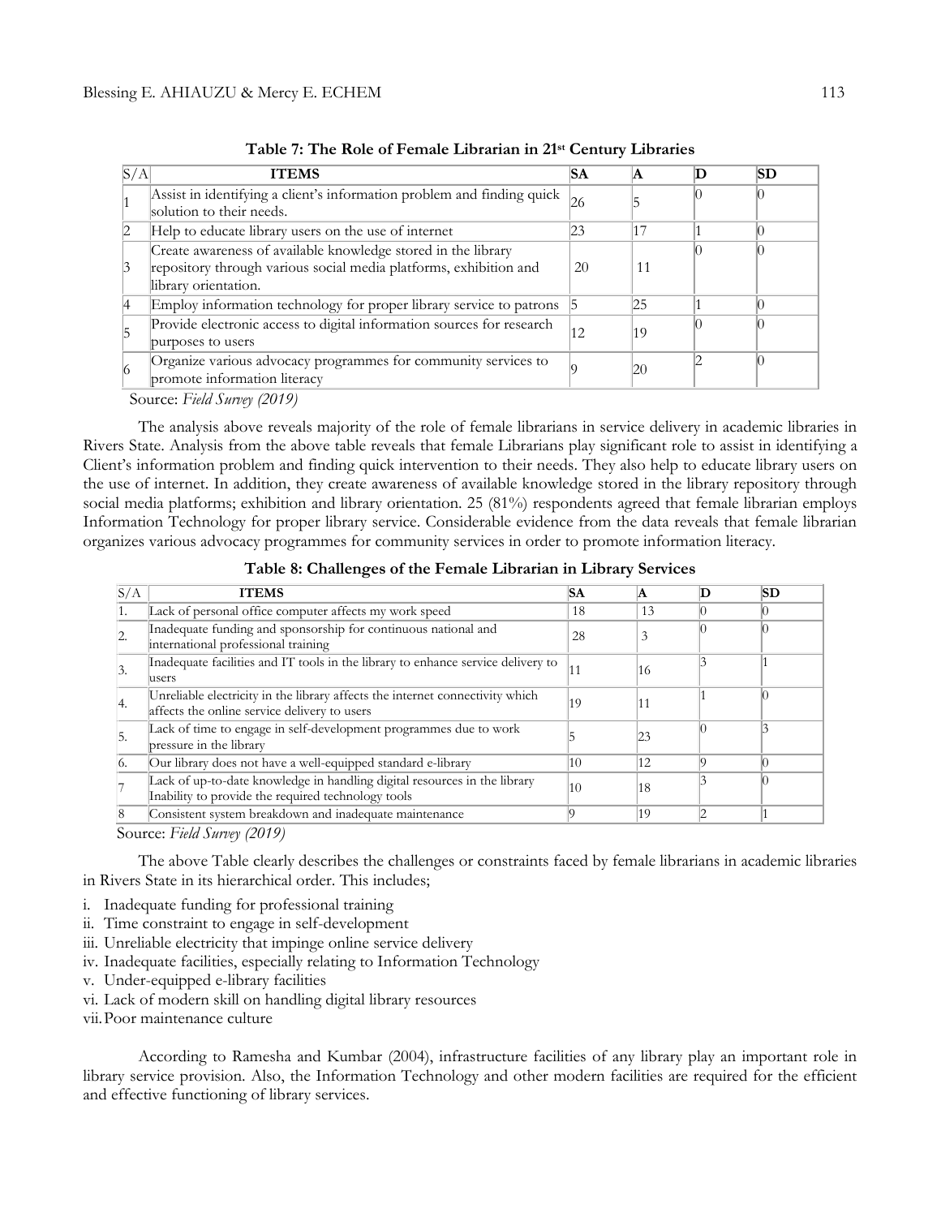**Table 7: The Role of Female Librarian in 21st Century Libraries**

| S/A | ITEMS | SA | A | D | SD |
|---|---|---|---|---|---|
| 1 | Assist in identifying a client's information problem and finding quick solution to their needs. | 26 | 5 | 0 | 0 |
| 2 | Help to educate library users on the use of internet | 23 | 17 | 1 | 0 |
| 3 | Create awareness of available knowledge stored in the library repository through various social media platforms, exhibition and library orientation. | 20 | 11 | 0 | 0 |
| 4 | Employ information technology for proper library service to patrons | 5 | 25 | 1 | 0 |
| 5 | Provide electronic access to digital information sources for research purposes to users | 12 | 19 | 0 | 0 |
| 6 | Organize various advocacy programmes for community services to promote information literacy | 9 | 20 | 2 | 0 |

Source: *Field Survey (2019)*

The analysis above reveals majority of the role of female librarians in service delivery in academic libraries in Rivers State. Analysis from the above table reveals that female Librarians play significant role to assist in identifying a Client's information problem and finding quick intervention to their needs. They also help to educate library users on the use of internet. In addition, they create awareness of available knowledge stored in the library repository through social media platforms; exhibition and library orientation. 25 (81%) respondents agreed that female librarian employs Information Technology for proper library service. Considerable evidence from the data reveals that female librarian organizes various advocacy programmes for community services in order to promote information literacy.

**Table 8: Challenges of the Female Librarian in Library Services**

| S/A | ITEMS | SA | A | D | SD |
|---|---|---|---|---|---|
| 1. | Lack of personal office computer affects my work speed | 18 | 13 | 0 | 0 |
| 2. | Inadequate funding and sponsorship for continuous national and international professional training | 28 | 3 | 0 | 0 |
| 3. | Inadequate facilities and IT tools in the library to enhance service delivery to users | 11 | 16 | 3 | 1 |
| 4. | Unreliable electricity in the library affects the internet connectivity which affects the online service delivery to users | 19 | 11 | 1 | 0 |
| 5. | Lack of time to engage in self-development programmes due to work pressure in the library | 5 | 23 | 0 | 3 |
| 6. | Our library does not have a well-equipped standard e-library | 10 | 12 | 9 | 0 |
| 7 | Lack of up-to-date knowledge in handling digital resources in the library Inability to provide the required technology tools | 10 | 18 | 3 | 0 |
| 8 | Consistent system breakdown and inadequate maintenance | 9 | 19 | 2 | 1 |

Source: *Field Survey (2019)*

The above Table clearly describes the challenges or constraints faced by female librarians in academic libraries in Rivers State in its hierarchical order. This includes;

i. Inadequate funding for professional training
ii. Time constraint to engage in self-development
iii. Unreliable electricity that impinge online service delivery
iv. Inadequate facilities, especially relating to Information Technology
v. Under-equipped e-library facilities
vi. Lack of modern skill on handling digital library resources
vii. Poor maintenance culture

According to Ramesha and Kumbar (2004), infrastructure facilities of any library play an important role in library service provision. Also, the Information Technology and other modern facilities are required for the efficient and effective functioning of library services.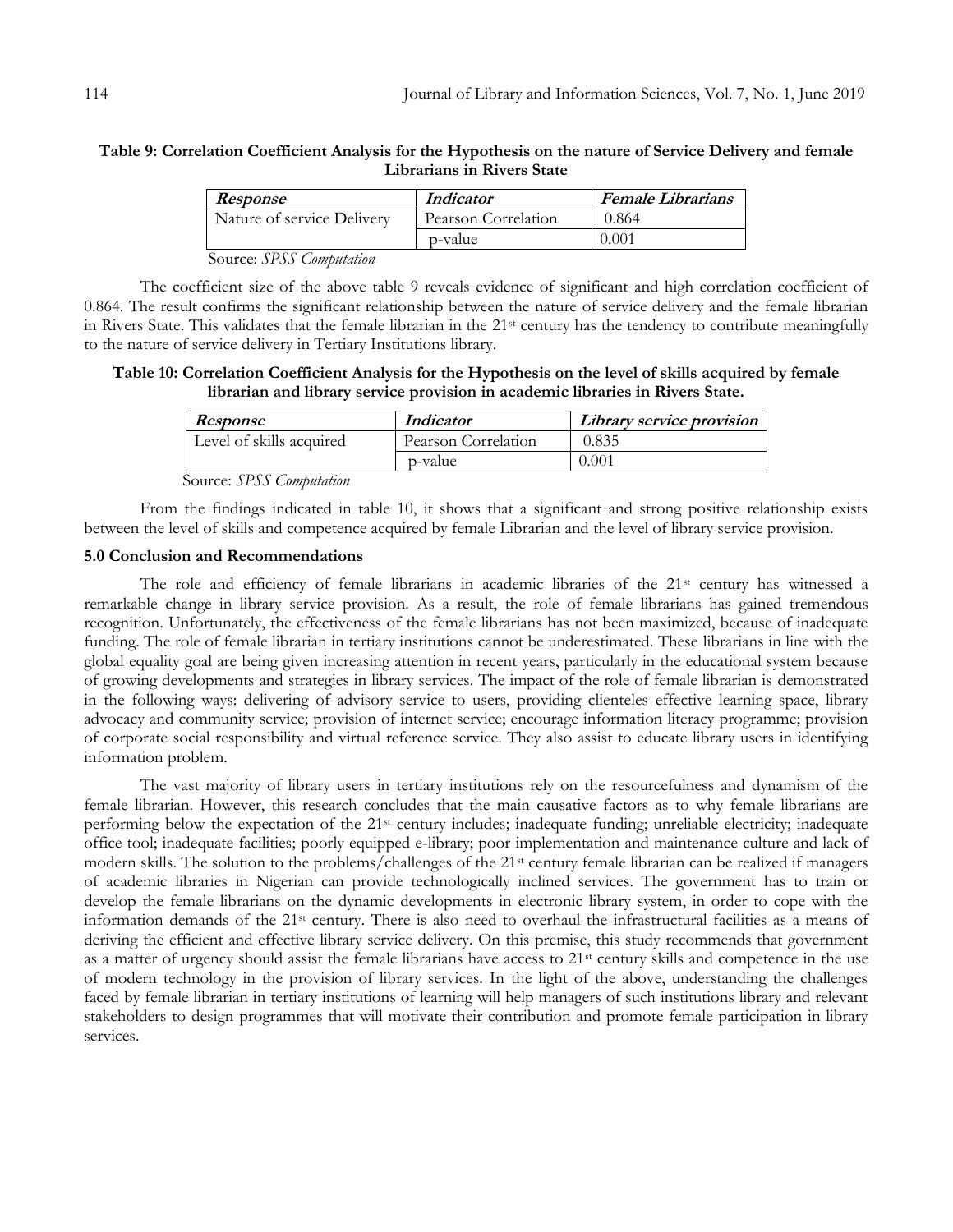**Table 9: Correlation Coefficient Analysis for the Hypothesis on the nature of Service Delivery and female Librarians in Rivers State**

| *Response* | *Indicator* | *Female Librarians* |
|---|---|---|
| Nature of service Delivery | Pearson Correlation | 0.864 |
| | p-value | 0.001 |

Source: *SPSS Computation*

The coefficient size of the above table 9 reveals evidence of significant and high correlation coefficient of 0.864. The result confirms the significant relationship between the nature of service delivery and the female librarian in Rivers State. This validates that the female librarian in the 21st century has the tendency to contribute meaningfully to the nature of service delivery in Tertiary Institutions library.

**Table 10: Correlation Coefficient Analysis for the Hypothesis on the level of skills acquired by female librarian and library service provision in academic libraries in Rivers State.**

| *Response* | *Indicator* | *Library service provision* |
|---|---|---|
| Level of skills acquired | Pearson Correlation | 0.835 |
| | p-value | 0.001 |

Source: *SPSS Computation*

From the findings indicated in table 10, it shows that a significant and strong positive relationship exists between the level of skills and competence acquired by female Librarian and the level of library service provision.

## 5.0 Conclusion and Recommendations

The role and efficiency of female librarians in academic libraries of the 21st century has witnessed a remarkable change in library service provision. As a result, the role of female librarians has gained tremendous recognition. Unfortunately, the effectiveness of the female librarians has not been maximized, because of inadequate funding. The role of female librarian in tertiary institutions cannot be underestimated. These librarians in line with the global equality goal are being given increasing attention in recent years, particularly in the educational system because of growing developments and strategies in library services. The impact of the role of female librarian is demonstrated in the following ways: delivering of advisory service to users, providing clienteles effective learning space, library advocacy and community service; provision of internet service; encourage information literacy programme; provision of corporate social responsibility and virtual reference service. They also assist to educate library users in identifying information problem.

The vast majority of library users in tertiary institutions rely on the resourcefulness and dynamism of the female librarian. However, this research concludes that the main causative factors as to why female librarians are performing below the expectation of the 21st century includes; inadequate funding; unreliable electricity; inadequate office tool; inadequate facilities; poorly equipped e-library; poor implementation and maintenance culture and lack of modern skills. The solution to the problems/challenges of the 21st century female librarian can be realized if managers of academic libraries in Nigerian can provide technologically inclined services. The government has to train or develop the female librarians on the dynamic developments in electronic library system, in order to cope with the information demands of the 21st century. There is also need to overhaul the infrastructural facilities as a means of deriving the efficient and effective library service delivery. On this premise, this study recommends that government as a matter of urgency should assist the female librarians have access to 21st century skills and competence in the use of modern technology in the provision of library services. In the light of the above, understanding the challenges faced by female librarian in tertiary institutions of learning will help managers of such institutions library and relevant stakeholders to design programmes that will motivate their contribution and promote female participation in library services.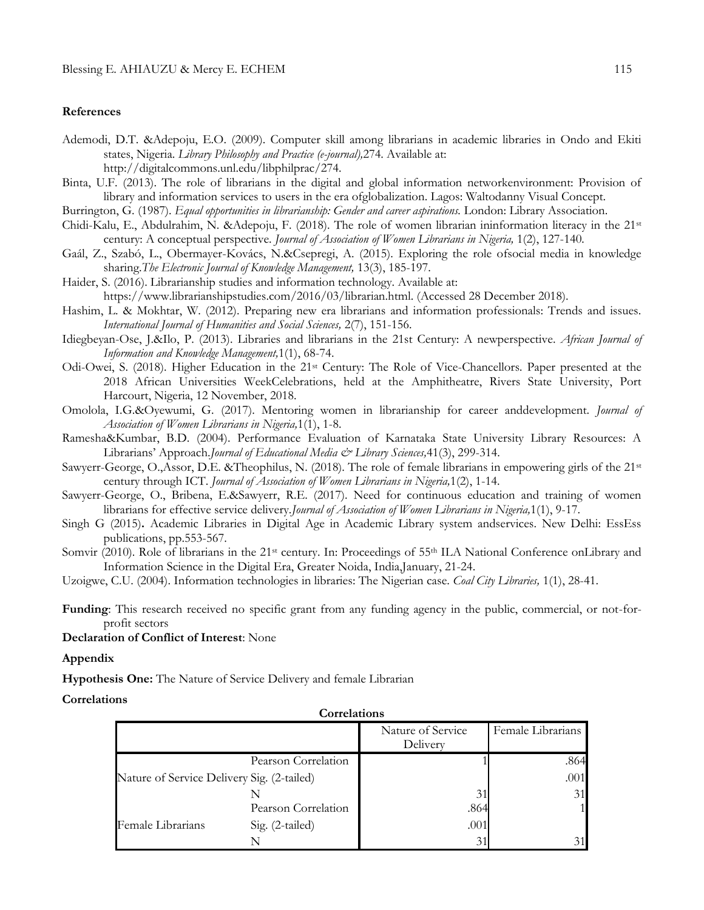## References

Ademodi, D.T. &Adepoju, E.O. (2009). Computer skill among librarians in academic libraries in Ondo and Ekiti states, Nigeria. *Library Philosophy and Practice (e-journal),*274. Available at: http://digitalcommons.unl.edu/libphilprac/274.

Binta, U.F. (2013). The role of librarians in the digital and global information networkenvironment: Provision of library and information services to users in the era ofglobalization. Lagos: Waltodanny Visual Concept.

Burrington, G. (1987). *Equal opportunities in librarianship: Gender and career aspirations.* London: Library Association.

Chidi-Kalu, E., Abdulrahim, N. &Adepoju, F. (2018). The role of women librarian ininformation literacy in the 21st century: A conceptual perspective. *Journal of Association of Women Librarians in Nigeria,* 1(2), 127-140.

Gaál, Z., Szabó, L., Obermayer-Kovács, N.&Csepregi, A. (2015). Exploring the role ofsocial media in knowledge sharing.*The Electronic Journal of Knowledge Management,* 13(3), 185-197.

Haider, S. (2016). Librarianship studies and information technology. Available at: https://www.librarianshipstudies.com/2016/03/librarian.html. (Accessed 28 December 2018).

Hashim, L. & Mokhtar, W. (2012). Preparing new era librarians and information professionals: Trends and issues. *International Journal of Humanities and Social Sciences,* 2(7), 151-156.

Idiegbeyan-Ose, J.&Ilo, P. (2013). Libraries and librarians in the 21st Century: A newperspective. *African Journal of Information and Knowledge Management,*1(1), 68-74.

Odi-Owei, S. (2018). Higher Education in the 21st Century: The Role of Vice-Chancellors. Paper presented at the 2018 African Universities WeekCelebrations, held at the Amphitheatre, Rivers State University, Port Harcourt, Nigeria, 12 November, 2018.

Omolola, I.G.&Oyewumi, G. (2017). Mentoring women in librarianship for career anddevelopment. *Journal of Association of Women Librarians in Nigeria,*1(1), 1-8.

Ramesha&Kumbar, B.D. (2004). Performance Evaluation of Karnataka State University Library Resources: A Librarians' Approach.*Journal of Educational Media & Library Sciences,*41(3), 299-314.

Sawyerr-George, O.,Assor, D.E. &Theophilus, N. (2018). The role of female librarians in empowering girls of the 21st century through ICT. *Journal of Association of Women Librarians in Nigeria,*1(2), 1-14.

Sawyerr-George, O., Bribena, E.&Sawyerr, R.E. (2017). Need for continuous education and training of women librarians for effective service delivery.*Journal of Association of Women Librarians in Nigeria,*1(1), 9-17.

Singh G (2015)**.** Academic Libraries in Digital Age in Academic Library system andservices. New Delhi: EssEss publications, pp.553-567.

Somvir (2010). Role of librarians in the 21st century. In: Proceedings of 55th ILA National Conference onLibrary and Information Science in the Digital Era, Greater Noida, India,January, 21-24.

Uzoigwe, C.U. (2004). Information technologies in libraries: The Nigerian case. *Coal City Libraries,* 1(1), 28-41.

**Funding**: This research received no specific grant from any funding agency in the public, commercial, or not-for-profit sectors

**Declaration of Conflict of Interest**: None

## Appendix

**Hypothesis One:** The Nature of Service Delivery and female Librarian

**Correlations**

**Correlations**

| | | Nature of Service Delivery | Female Librarians |
|---|---|---|---|
| Nature of Service Delivery | Pearson Correlation | 1 | .864 |
| | Sig. (2-tailed) | | .001 |
| | N | 31 | 31 |
| Female Librarians | Pearson Correlation | .864 | 1 |
| | Sig. (2-tailed) | .001 | |
| | N | 31 | 31 |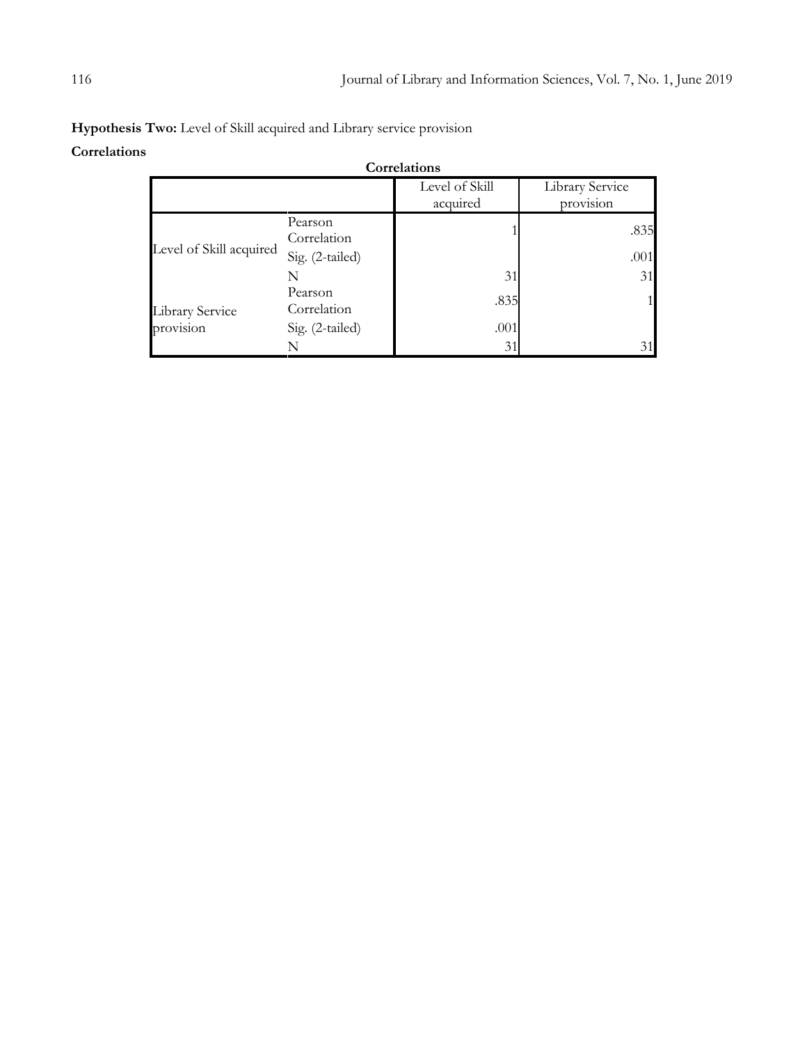**Hypothesis Two:** Level of Skill acquired and Library service provision

**Correlations**

**Correlations**

| | | Level of Skill acquired | Library Service provision |
|---|---|---|---|
| Level of Skill acquired | Pearson Correlation | 1 | .835 |
| | Sig. (2-tailed) | | .001 |
| | N | 31 | 31 |
| Library Service provision | Pearson Correlation | .835 | 1 |
| | Sig. (2-tailed) | .001 | |
| | N | 31 | 31 |